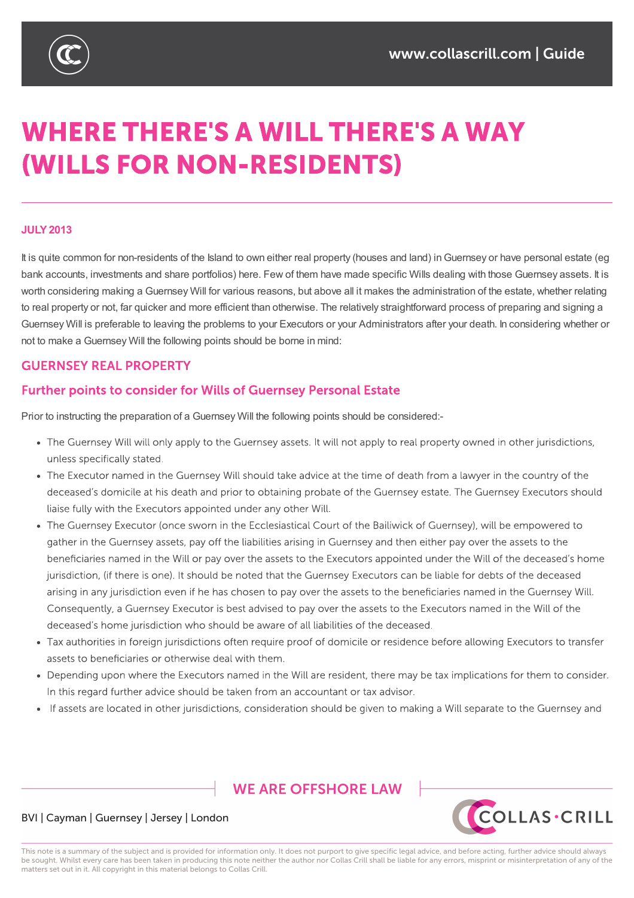# WHERE THERE'S A WILL THERE'S A WAY (WILLS FOR NON-RESIDENTS)

**JULY 2013**

It is quite common for non-residents of the Island to own either real property (houses and land) in Guernsey or have personal estate (eg bank accounts, investments and share portfolios) here. Few of them have made specific Wills dealing with those Guernsey assets. It is worth considering making a Guernsey Will for various reasons, but above all it makes the administration of the estate, whether relating to real property or not, far quicker and more efficient than otherwise. The relatively straightforward process of preparing and signing a Guernsey Will is preferable to leaving the problems to your Executors or your Administrators after your death. In considering whether or not to make a Guernsey Will the following points should be borne in mind:

## GUERNSEY REAL PROPERTY

### Further points to consider for Wills of Guernsey Personal Estate

Prior to instructing the preparation of a Guernsey Will the following points should be considered:-

- The Guernsey Will will only apply to the Guernsey assets. It will not apply to real property owned in other jurisdictions, unless specifically stated.
- The Executor named in the Guernsey Will should take advice at the time of death from a lawyer in the country of the deceased's domicile at his death and prior to obtaining probate of the Guernsey estate. The Guernsey Executors should liaise fully with the Executors appointed under any other Will.
- The Guernsey Executor (once sworn in the Ecclesiastical Court of the Bailiwick of Guernsey), will be empowered to gather in the Guernsey assets, pay off the liabilities arising in Guernsey and then either pay over the assets to the beneficiaries named in the Will or pay over the assets to the Executors appointed under the Will of the deceased's home jurisdiction, (if there is one). It should be noted that the Guernsey Executors can be liable for debts of the deceased arising in any jurisdiction even if he has chosen to pay over the assets to the beneficiaries named in the Guernsey Will. Consequently, a Guernsey Executor is best advised to pay over the assets to the Executors named in the Will of the deceased's home jurisdiction who should be aware of all liabilities of the deceased.
- Tax authorities in foreign jurisdictions often require proof of domicile or residence before allowing Executors to transfer assets to beneficiaries or otherwise deal with them.
- Depending upon where the Executors named in the Will are resident, there may be tax implications for them to consider. In this regard further advice should be taken from an accountant or tax advisor.
- If assets are located in other jurisdictions, consideration should be given to making a Will separate to the Guernsey and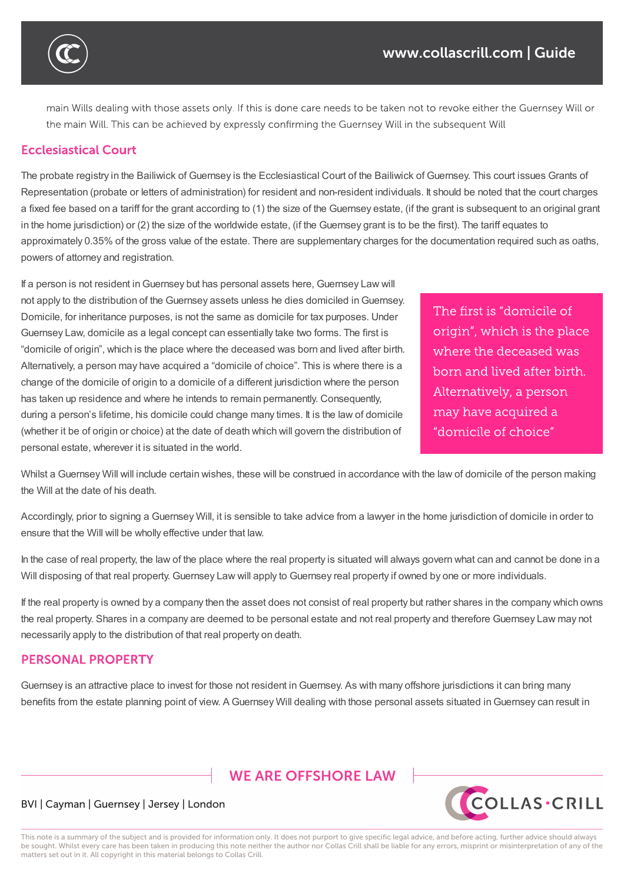main Wills dealing with those assets only. If this is done care needs to be taken not to revoke either the Guernsey Will or the main Will. This can be achieved by expressly confirming the Guernsey Will in the subsequent Will

## Ecclesiastical Court

The probate registry in the Bailiwick of Guernsey is the Ecclesiastical Court of the Bailiwick of Guernsey. This court issues Grants of Representation (probate or letters of administration) for resident and non-resident individuals. It should be noted that the court charges a fixed fee based on a tariff for the grant according to (1) the size of the Guernsey estate, (if the grant is subsequent to an original grant in the home jurisdiction) or (2) the size of the worldwide estate, (if the Guernsey grant is to be the first). The tariff equates to approximately 0.35% of the gross value of the estate. There are supplementary charges for the documentation required such as oaths, powers of attorney and registration.

If a person is not resident in Guernsey but has personal assets here, Guernsey Law will not apply to the distribution of the Guernsey assets unless he dies domiciled in Guernsey. Domicile, for inheritance purposes, is not the same as domicile for tax purposes. Under Guernsey Law, domicile as a legal concept can essentially take two forms. The first is "domicile of origin", which is the place where the deceased was born and lived after birth. Alternatively, a person may have acquired a "domicile of choice". This is where there is a change of the domicile of origin to a domicile of a different jurisdiction where the person has taken up residence and where he intends to remain permanently. Consequently, during a person's lifetime, his domicile could change many times. It is the law of domicile (whether it be of origin or choice) at the date of death which will govern the distribution of personal estate, wherever it is situated in the world.

> The first is "domicile of origin", which is the place where the deceased was born and lived after birth. Alternatively, a person may have acquired a "domicile of choice"

Whilst a Guernsey Will will include certain wishes, these will be construed in accordance with the law of domicile of the person making the Will at the date of his death.

Accordingly, prior to signing a Guernsey Will, it is sensible to take advice from a lawyer in the home jurisdiction of domicile in order to ensure that the Will will be wholly effective under that law.

In the case of real property, the law of the place where the real property is situated will always govern what can and cannot be done in a Will disposing of that real property. Guernsey Law will apply to Guernsey real property if owned by one or more individuals.

If the real property is owned by a company then the asset does not consist of real property but rather shares in the company which owns the real property. Shares in a company are deemed to be personal estate and not real property and therefore Guernsey Law may not necessarily apply to the distribution of that real property on death.

## PERSONAL PROPERTY

Guernsey is an attractive place to invest for those not resident in Guernsey. As with many offshore jurisdictions it can bring many benefits from the estate planning point of view. A Guernsey Will dealing with those personal assets situated in Guernsey can result in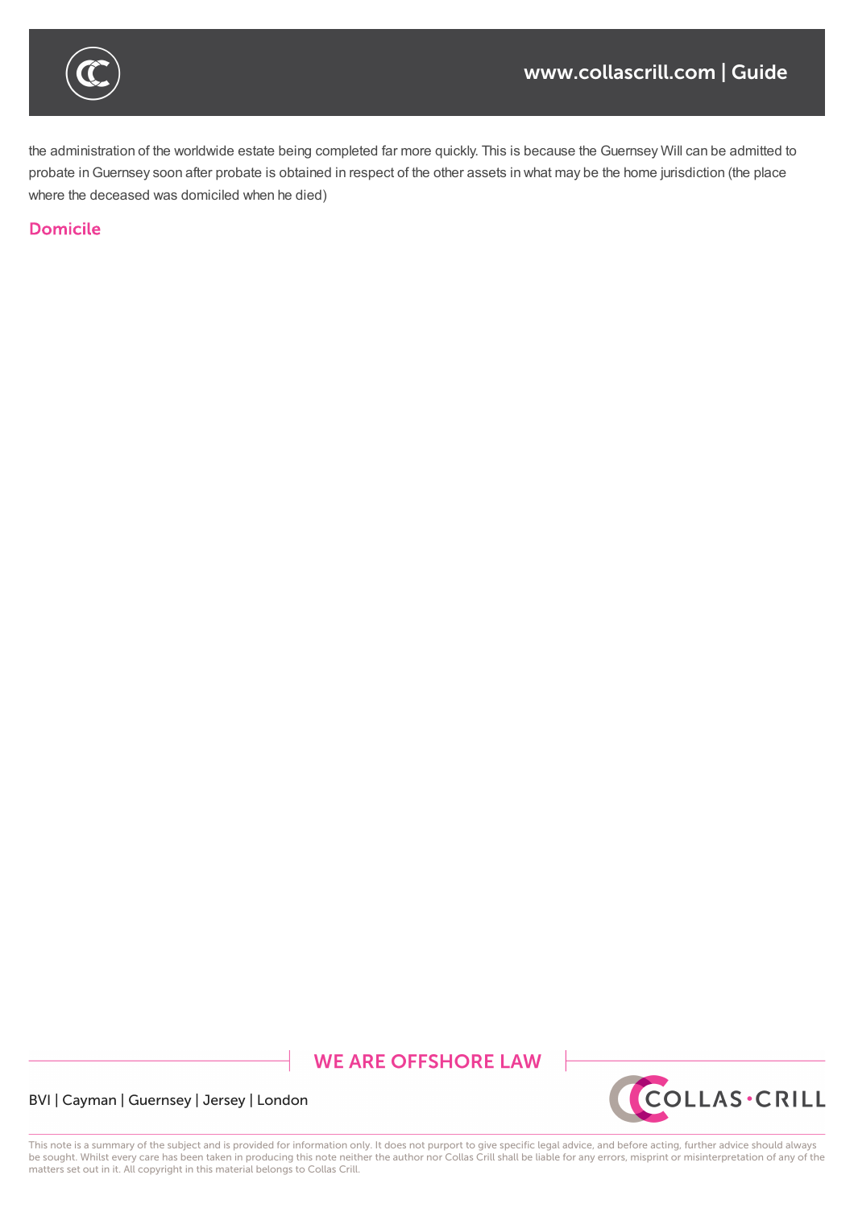the administration of the worldwide estate being completed far more quickly. This is because the Guernsey Will can be admitted to probate in Guernsey soon after probate is obtained in respect of the other assets in what may be the home jurisdiction (the place where the deceased was domiciled when he died)

## Domicile